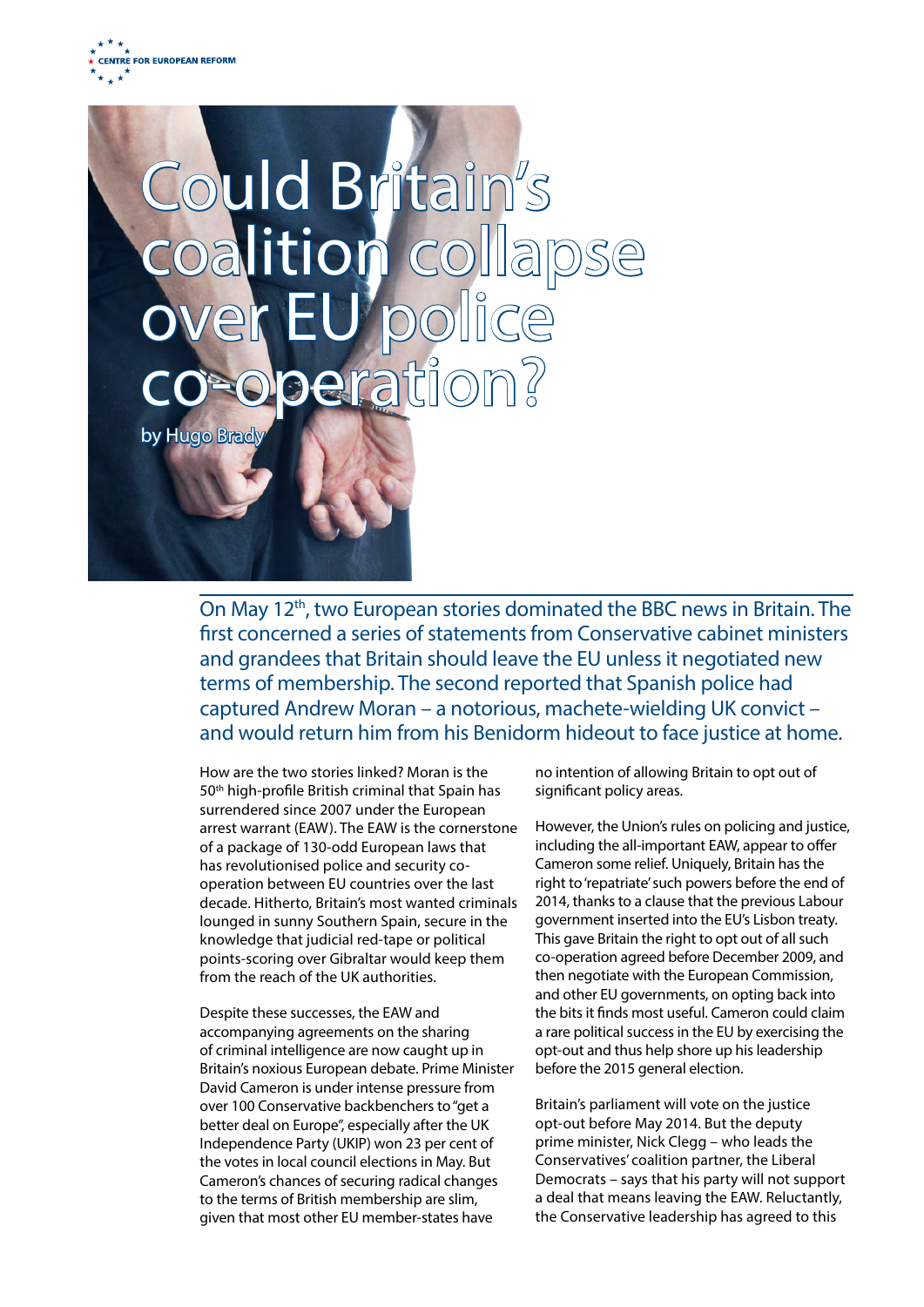CENTRE FOR EUROPEAN REFORM

# Could Britain's coalition collapse over EU police co-operation?

by Hugo Brady

**On May 12th, two European stories dominated the BBC news in Britain. The first concerned a series of statements from Conservative cabinet ministers and grandees that Britain should leave the EU unless it negotiated new terms of membership. The second reported that Spanish police had captured Andrew Moran – a notorious, machete-wielding UK convict – and would return him from his Benidorm hideout to face justice at home.**

How are the two stories linked? Moran is the 50th high-profile British criminal that Spain has surrendered since 2007 under the European arrest warrant (EAW). The EAW is the cornerstone of a package of 130-odd European laws that has revolutionised police and security co-operation between EU countries over the last decade. Hitherto, Britain's most wanted criminals lounged in sunny Southern Spain, secure in the knowledge that judicial red-tape or political points-scoring over Gibraltar would keep them from the reach of the UK authorities.

Despite these successes, the EAW and accompanying agreements on the sharing of criminal intelligence are now caught up in Britain's noxious European debate. Prime Minister David Cameron is under intense pressure from over 100 Conservative backbenchers to "get a better deal on Europe", especially after the UK Independence Party (UKIP) won 23 per cent of the votes in local council elections in May. But Cameron's chances of securing radical changes to the terms of British membership are slim, given that most other EU member-states have no intention of allowing Britain to opt out of significant policy areas.

However, the Union's rules on policing and justice, including the all-important EAW, appear to offer Cameron some relief. Uniquely, Britain has the right to 'repatriate' such powers before the end of 2014, thanks to a clause that the previous Labour government inserted into the EU's Lisbon treaty. This gave Britain the right to opt out of all such co-operation agreed before December 2009, and then negotiate with the European Commission, and other EU governments, on opting back into the bits it finds most useful. Cameron could claim a rare political success in the EU by exercising the opt-out and thus help shore up his leadership before the 2015 general election.

Britain's parliament will vote on the justice opt-out before May 2014. But the deputy prime minister, Nick Clegg – who leads the Conservatives' coalition partner, the Liberal Democrats – says that his party will not support a deal that means leaving the EAW. Reluctantly, the Conservative leadership has agreed to this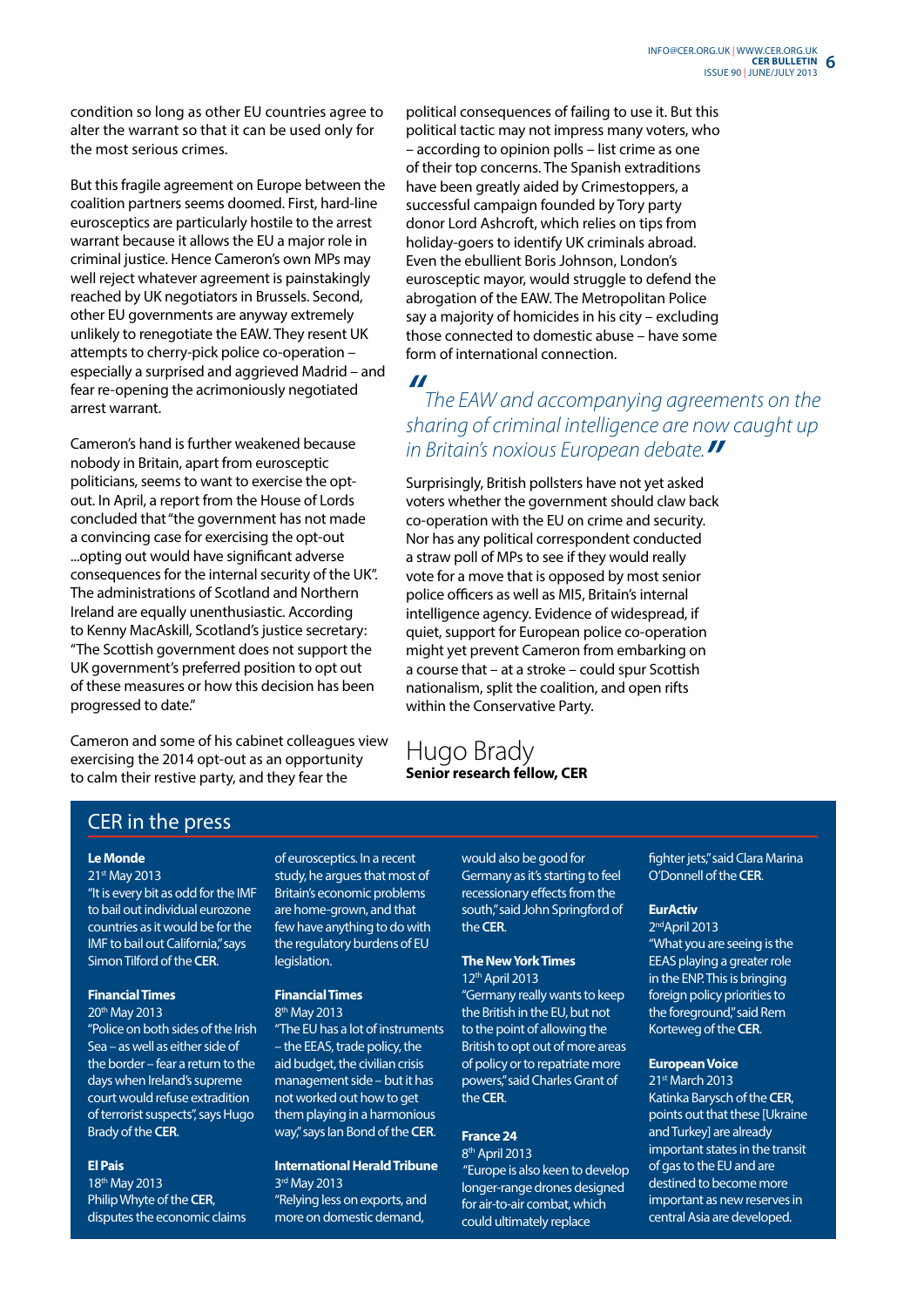condition so long as other EU countries agree to alter the warrant so that it can be used only for the most serious crimes.

But this fragile agreement on Europe between the coalition partners seems doomed. First, hard-line eurosceptics are particularly hostile to the arrest warrant because it allows the EU a major role in criminal justice. Hence Cameron's own MPs may well reject whatever agreement is painstakingly reached by UK negotiators in Brussels. Second, other EU governments are anyway extremely unlikely to renegotiate the EAW. They resent UK attempts to cherry-pick police co-operation – especially a surprised and aggrieved Madrid – and fear re-opening the acrimoniously negotiated arrest warrant.

Cameron's hand is further weakened because nobody in Britain, apart from eurosceptic politicians, seems to want to exercise the opt-out. In April, a report from the House of Lords concluded that "the government has not made a convincing case for exercising the opt-out ...opting out would have significant adverse consequences for the internal security of the UK". The administrations of Scotland and Northern Ireland are equally unenthusiastic. According to Kenny MacAskill, Scotland's justice secretary: "The Scottish government does not support the UK government's preferred position to opt out of these measures or how this decision has been progressed to date."

Cameron and some of his cabinet colleagues view exercising the 2014 opt-out as an opportunity to calm their restive party, and they fear the political consequences of failing to use it. But this political tactic may not impress many voters, who – according to opinion polls – list crime as one of their top concerns. The Spanish extraditions have been greatly aided by Crimestoppers, a successful campaign founded by Tory party donor Lord Ashcroft, which relies on tips from holiday-goers to identify UK criminals abroad. Even the ebullient Boris Johnson, London's eurosceptic mayor, would struggle to defend the abrogation of the EAW. The Metropolitan Police say a majority of homicides in his city – excluding those connected to domestic abuse – have some form of international connection.

> *"The EAW and accompanying agreements on the sharing of criminal intelligence are now caught up in Britain's noxious European debate."*

Surprisingly, British pollsters have not yet asked voters whether the government should claw back co-operation with the EU on crime and security. Nor has any political correspondent conducted a straw poll of MPs to see if they would really vote for a move that is opposed by most senior police officers as well as MI5, Britain's internal intelligence agency. Evidence of widespread, if quiet, support for European police co-operation might yet prevent Cameron from embarking on a course that – at a stroke – could spur Scottish nationalism, split the coalition, and open rifts within the Conservative Party.

Hugo Brady
**Senior research fellow, CER**

## CER in the press

**Le Monde**
21st May 2013
"It is every bit as odd for the IMF to bail out individual eurozone countries as it would be for the IMF to bail out California," says Simon Tilford of the **CER**.

**Financial Times**
20th May 2013
"Police on both sides of the Irish Sea – as well as either side of the border – fear a return to the days when Ireland's supreme court would refuse extradition of terrorist suspects", says Hugo Brady of the **CER**.

**El Pais**
18th May 2013
Philip Whyte of the **CER**, disputes the economic claims of eurosceptics. In a recent study, he argues that most of Britain's economic problems are home-grown, and that few have anything to do with the regulatory burdens of EU legislation.

**Financial Times**
8th May 2013
"The EU has a lot of instruments – the EEAS, trade policy, the aid budget, the civilian crisis management side – but it has not worked out how to get them playing in a harmonious way," says Ian Bond of the **CER**.

**International Herald Tribune**
3rd May 2013
"Relying less on exports, and more on domestic demand, would also be good for Germany as it's starting to feel recessionary effects from the south," said John Springford of the **CER**.

**The New York Times**
12th April 2013
"Germany really wants to keep the British in the EU, but not to the point of allowing the British to opt out of more areas of policy or to repatriate more powers," said Charles Grant of the **CER**.

**France 24**
8th April 2013
"Europe is also keen to develop longer-range drones designed for air-to-air combat, which could ultimately replace fighter jets," said Clara Marina O'Donnell of the **CER**.

**EurActiv**
2nd April 2013
"What you are seeing is the EEAS playing a greater role in the ENP. This is bringing foreign policy priorities to the foreground," said Rem Korteweg of the **CER**.

**European Voice**
21st March 2013
Katinka Barysch of the **CER**, points out that these [Ukraine and Turkey] are already important states in the transit of gas to the EU and are destined to become more important as new reserves in central Asia are developed.